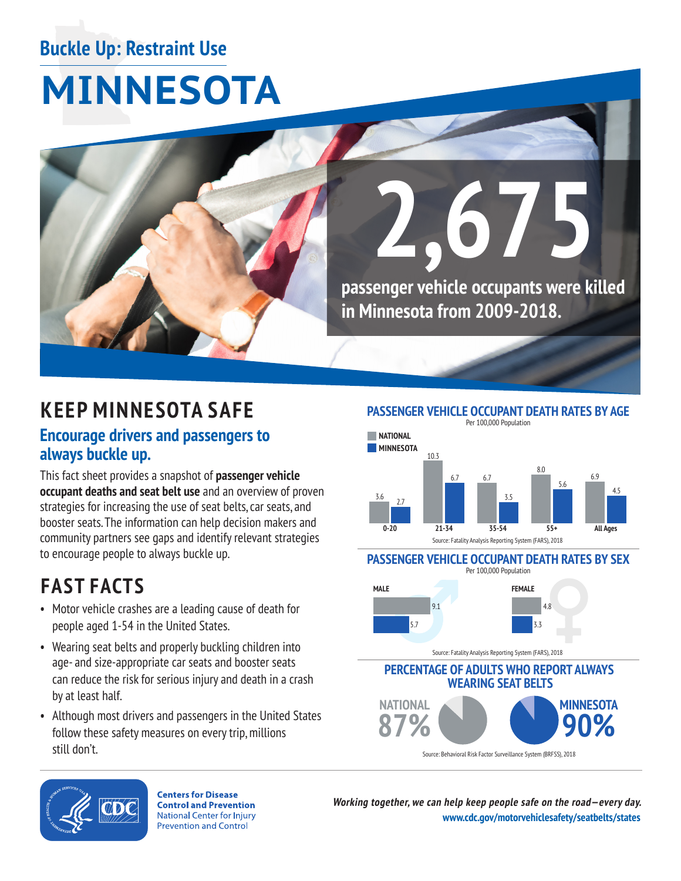## Buckle Up: Restraint Use

# MINNESOTA

# 2,675

**passenger vehicle occupants were killed in Minnesota from 2009-2018.**

## KEEP MINNESOTA SAFE

### Encourage drivers and passengers to always buckle up.

This fact sheet provides a snapshot of **passenger vehicle occupant deaths and seat belt use** and an overview of proven strategies for increasing the use of seat belts, car seats, and booster seats. The information can help decision makers and community partners see gaps and identify relevant strategies to encourage people to always buckle up.

## FAST FACTS

- Motor vehicle crashes are a leading cause of death for people aged 1-54 in the United States.
- Wearing seat belts and properly buckling children into age- and size-appropriate car seats and booster seats can reduce the risk for serious injury and death in a crash by at least half.
- Although most drivers and passengers in the United States follow these safety measures on every trip, millions still don't.

### PASSENGER VEHICLE OCCUPANT DEATH RATES BY AGE

Per 100,000 Population

| Age | National | Minnesota |
|---|---|---|
| 0-20 | 3.6 | 2.7 |
| 21-34 | 10.3 | 6.7 |
| 35-54 | 6.7 | 3.5 |
| 55+ | 8.0 | 5.6 |
| All Ages | 6.9 | 4.5 |

Source: Fatality Analysis Reporting System (FARS), 2018

### PASSENGER VEHICLE OCCUPANT DEATH RATES BY SEX

Per 100,000 Population

| Sex | National | Minnesota |
|---|---|---|
| Male | 9.1 | 5.7 |
| Female | 4.8 | 3.3 |

Source: Fatality Analysis Reporting System (FARS), 2018

### PERCENTAGE OF ADULTS WHO REPORT ALWAYS WEARING SEAT BELTS

NATIONAL **87%**

MINNESOTA **90%**

Source: Behavioral Risk Factor Surveillance System (BRFSS), 2018

Centers for Disease Control and Prevention
National Center for Injury Prevention and Control

*Working together, we can help keep people safe on the road—every day.*
**www.cdc.gov/motorvehiclesafety/seatbelts/states**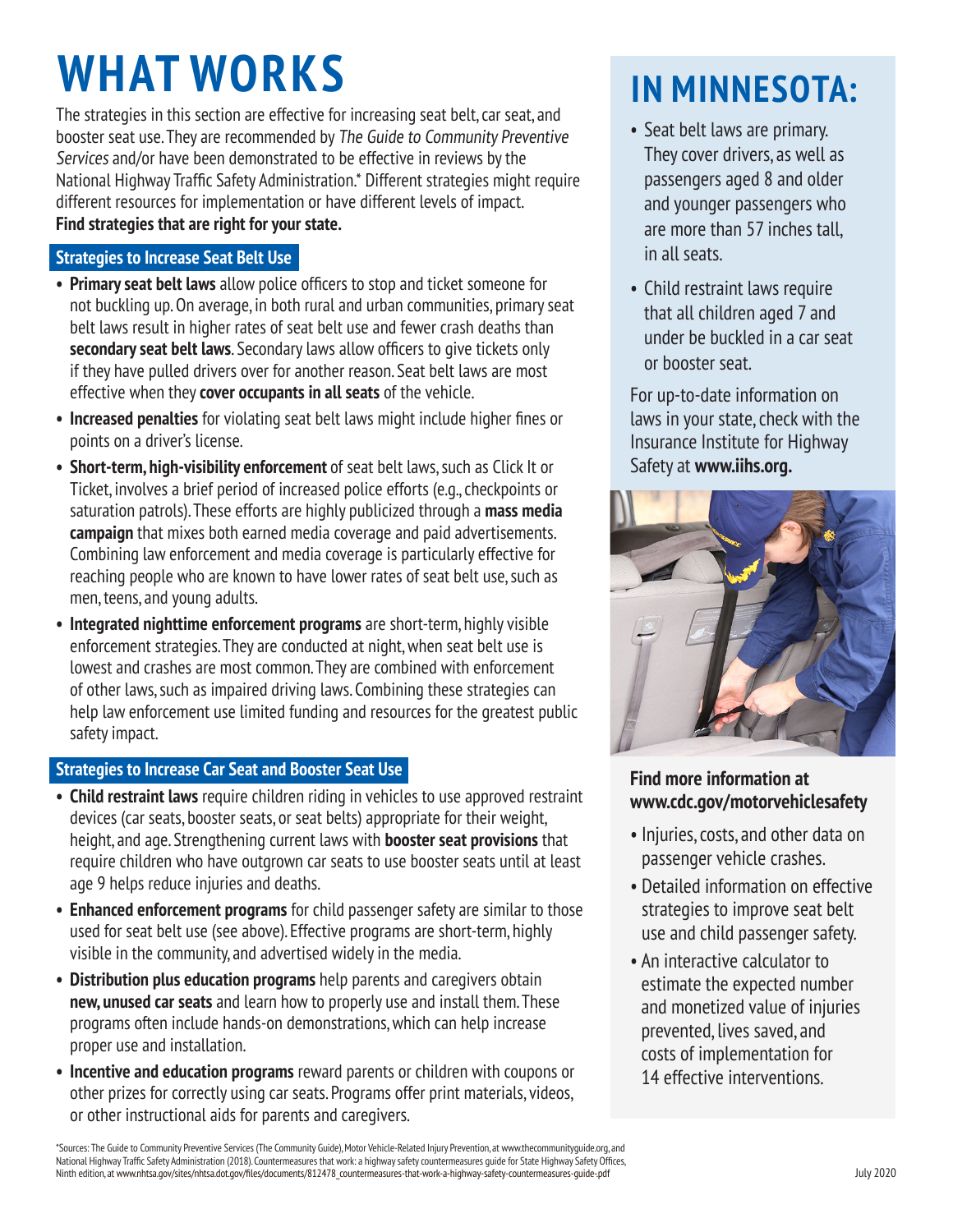# WHAT WORKS

The strategies in this section are effective for increasing seat belt, car seat, and booster seat use. They are recommended by *The Guide to Community Preventive Services* and/or have been demonstrated to be effective in reviews by the National Highway Traffic Safety Administration.* Different strategies might require different resources for implementation or have different levels of impact. **Find strategies that are right for your state.**

### Strategies to Increase Seat Belt Use

- **Primary seat belt laws** allow police officers to stop and ticket someone for not buckling up. On average, in both rural and urban communities, primary seat belt laws result in higher rates of seat belt use and fewer crash deaths than **secondary seat belt laws**. Secondary laws allow officers to give tickets only if they have pulled drivers over for another reason. Seat belt laws are most effective when they **cover occupants in all seats** of the vehicle.
- **Increased penalties** for violating seat belt laws might include higher fines or points on a driver's license.
- **Short-term, high-visibility enforcement** of seat belt laws, such as Click It or Ticket, involves a brief period of increased police efforts (e.g., checkpoints or saturation patrols). These efforts are highly publicized through a **mass media campaign** that mixes both earned media coverage and paid advertisements. Combining law enforcement and media coverage is particularly effective for reaching people who are known to have lower rates of seat belt use, such as men, teens, and young adults.
- **Integrated nighttime enforcement programs** are short-term, highly visible enforcement strategies. They are conducted at night, when seat belt use is lowest and crashes are most common. They are combined with enforcement of other laws, such as impaired driving laws. Combining these strategies can help law enforcement use limited funding and resources for the greatest public safety impact.

### Strategies to Increase Car Seat and Booster Seat Use

- **Child restraint laws** require children riding in vehicles to use approved restraint devices (car seats, booster seats, or seat belts) appropriate for their weight, height, and age. Strengthening current laws with **booster seat provisions** that require children who have outgrown car seats to use booster seats until at least age 9 helps reduce injuries and deaths.
- **Enhanced enforcement programs** for child passenger safety are similar to those used for seat belt use (see above). Effective programs are short-term, highly visible in the community, and advertised widely in the media.
- **Distribution plus education programs** help parents and caregivers obtain **new, unused car seats** and learn how to properly use and install them. These programs often include hands-on demonstrations, which can help increase proper use and installation.
- **Incentive and education programs** reward parents or children with coupons or other prizes for correctly using car seats. Programs offer print materials, videos, or other instructional aids for parents and caregivers.

# IN MINNESOTA:

- Seat belt laws are primary. They cover drivers, as well as passengers aged 8 and older and younger passengers who are more than 57 inches tall, in all seats.
- Child restraint laws require that all children aged 7 and under be buckled in a car seat or booster seat.

For up-to-date information on laws in your state, check with the Insurance Institute for Highway Safety at **www.iihs.org.**

**Find more information at www.cdc.gov/motorvehiclesafety**

- Injuries, costs, and other data on passenger vehicle crashes.
- Detailed information on effective strategies to improve seat belt use and child passenger safety.
- An interactive calculator to estimate the expected number and monetized value of injuries prevented, lives saved, and costs of implementation for 14 effective interventions.

*Sources: The Guide to Community Preventive Services (The Community Guide), Motor Vehicle-Related Injury Prevention, at www.thecommunityguide.org, and National Highway Traffic Safety Administration (2018). Countermeasures that work: a highway safety countermeasures guide for State Highway Safety Offices, Ninth edition, at www.nhtsa.gov/sites/nhtsa.dot.gov/files/documents/812478_countermeasures-that-work-a-highway-safety-countermeasures-guide-.pdf

July 2020